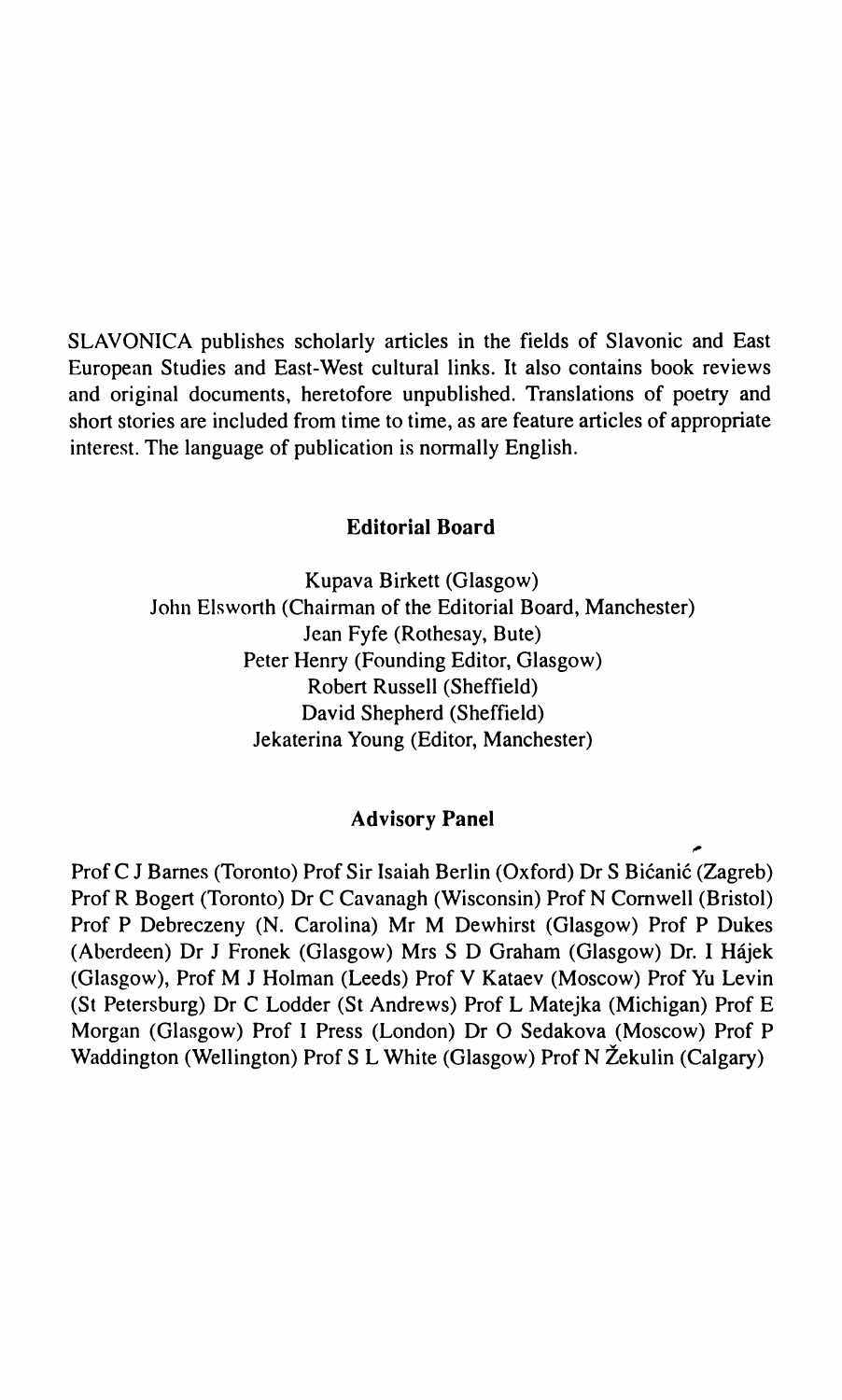SLAVONICA publishes scholarly articles in the fields of Slavonic and East European Studies and East-West cultural links. It also contains book reviews and original documents, heretofore unpublished. Translations of poetry and short stories are included from time to time, as are feature articles of appropriate interest. The language of publication is normally English.

## Editorial Board

Kupava Birkett (Glasgow)
John Elsworth (Chairman of the Editorial Board, Manchester)
Jean Fyfe (Rothesay, Bute)
Peter Henry (Founding Editor, Glasgow)
Robert Russell (Sheffield)
David Shepherd (Sheffield)
Jekaterina Young (Editor, Manchester)

## Advisory Panel

Prof C J Barnes (Toronto) Prof Sir Isaiah Berlin (Oxford) Dr S Bićanić (Zagreb) Prof R Bogert (Toronto) Dr C Cavanagh (Wisconsin) Prof N Cornwell (Bristol) Prof P Debreczeny (N. Carolina) Mr M Dewhirst (Glasgow) Prof P Dukes (Aberdeen) Dr J Fronek (Glasgow) Mrs S D Graham (Glasgow) Dr. I Hájek (Glasgow), Prof M J Holman (Leeds) Prof V Kataev (Moscow) Prof Yu Levin (St Petersburg) Dr C Lodder (St Andrews) Prof L Matejka (Michigan) Prof E Morgan (Glasgow) Prof I Press (London) Dr O Sedakova (Moscow) Prof P Waddington (Wellington) Prof S L White (Glasgow) Prof N Žekulin (Calgary)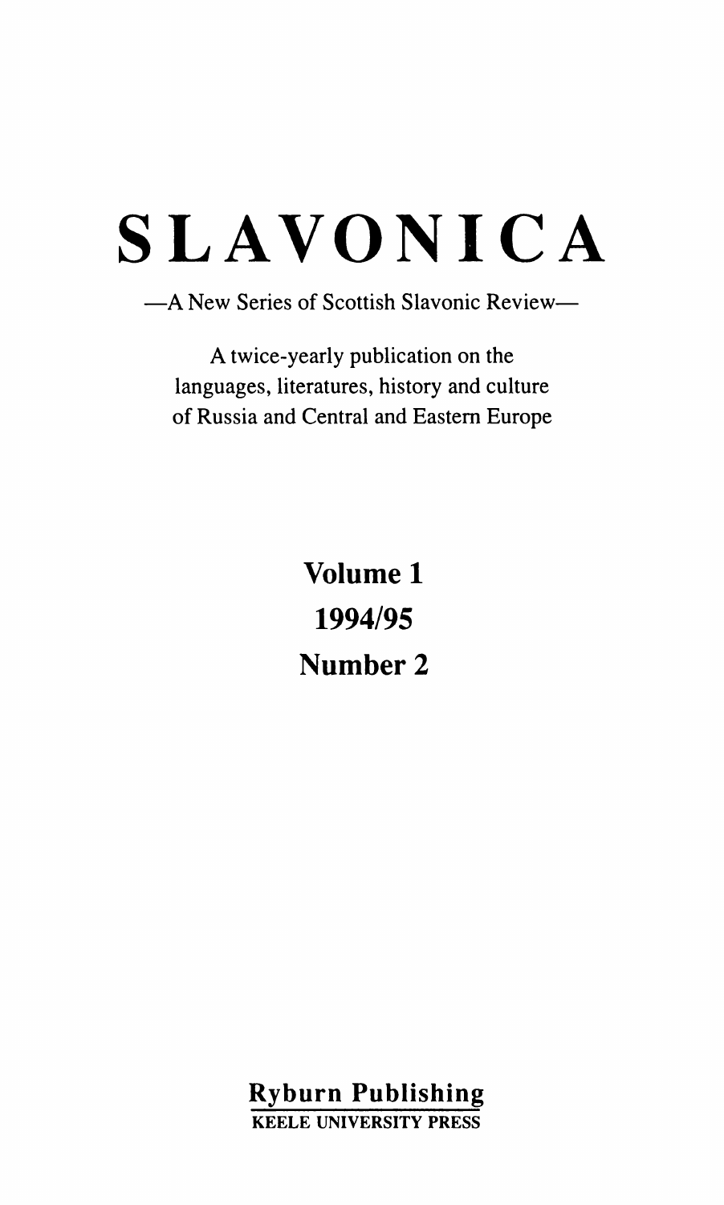# SLAVONICA

—A New Series of Scottish Slavonic Review—

A twice-yearly publication on the languages, literatures, history and culture of Russia and Central and Eastern Europe

**Volume 1**

**1994/95**

**Number 2**

**Ryburn Publishing**

KEELE UNIVERSITY PRESS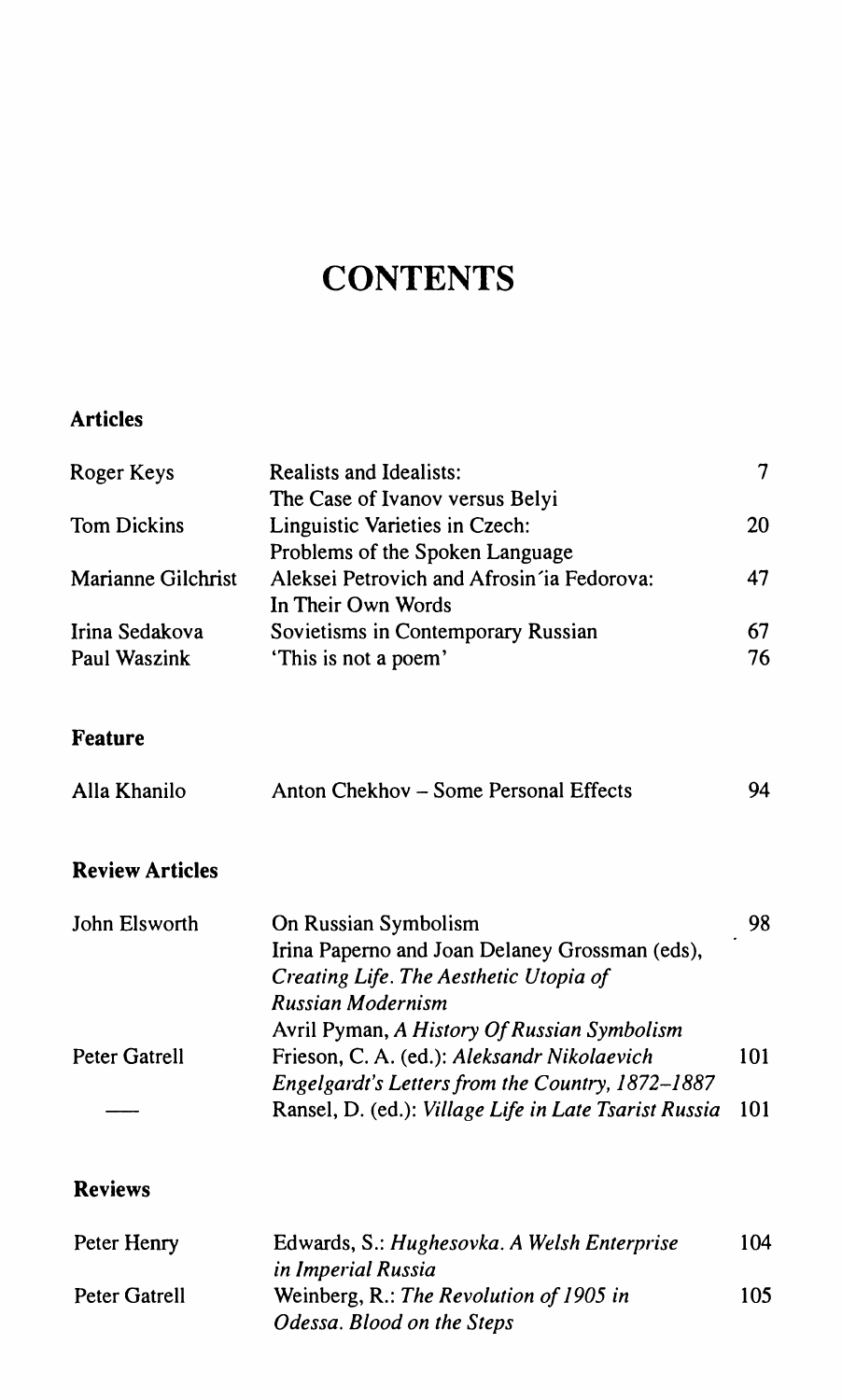# CONTENTS

## Articles

| | | |
|---|---|---|
| Roger Keys | Realists and Idealists: The Case of Ivanov versus Belyi | 7 |
| Tom Dickins | Linguistic Varieties in Czech: Problems of the Spoken Language | 20 |
| Marianne Gilchrist | Aleksei Petrovich and Afrosin´ia Fedorova: In Their Own Words | 47 |
| Irina Sedakova | Sovietisms in Contemporary Russian | 67 |
| Paul Waszink | 'This is not a poem' | 76 |

## Feature

| | | |
|---|---|---|
| Alla Khanilo | Anton Chekhov – Some Personal Effects | 94 |

## Review Articles

| | | |
|---|---|---|
| John Elsworth | On Russian Symbolism<br>Irina Paperno and Joan Delaney Grossman (eds), *Creating Life. The Aesthetic Utopia of Russian Modernism*<br>Avril Pyman, *A History Of Russian Symbolism* | 98 |
| Peter Gatrell | Frieson, C. A. (ed.): *Aleksandr Nikolaevich Engelgardt's Letters from the Country, 1872–1887* | 101 |
| —— | Ransel, D. (ed.): *Village Life in Late Tsarist Russia* | 101 |

## Reviews

| | | |
|---|---|---|
| Peter Henry | Edwards, S.: *Hughesovka. A Welsh Enterprise in Imperial Russia* | 104 |
| Peter Gatrell | Weinberg, R.: *The Revolution of 1905 in Odessa. Blood on the Steps* | 105 |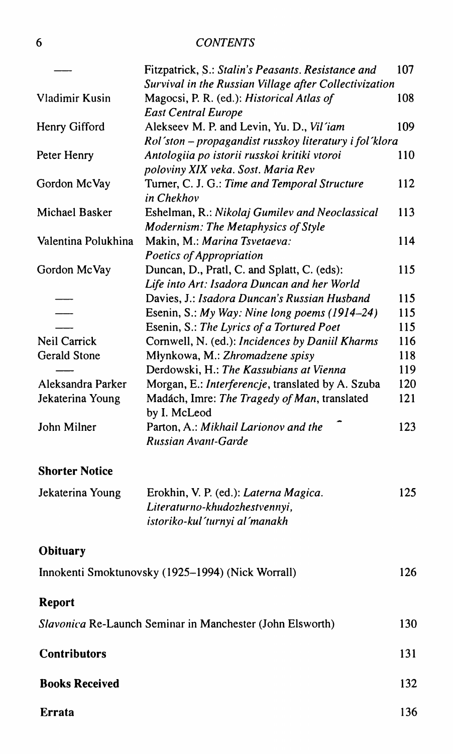| | | |
|---|---|---|
| —— | Fitzpatrick, S.: *Stalin's Peasants. Resistance and Survival in the Russian Village after Collectivization* | 107 |
| Vladimir Kusin | Magocsi, P. R. (ed.): *Historical Atlas of East Central Europe* | 108 |
| Henry Gifford | Alekseev M. P. and Levin, Yu. D., *Vil'iam Rol'ston – propagandist russkoy literatury i fol'klora* | 109 |
| Peter Henry | *Antologiia po istorii russkoi kritiki vtoroi poloviny XIX veka. Sost. Maria Rev* | 110 |
| Gordon McVay | Turner, C. J. G.: *Time and Temporal Structure in Chekhov* | 112 |
| Michael Basker | Eshelman, R.: *Nikolaj Gumilev and Neoclassical Modernism: The Metaphysics of Style* | 113 |
| Valentina Polukhina | Makin, M.: *Marina Tsvetaeva: Poetics of Appropriation* | 114 |
| Gordon McVay | Duncan, D., Pratl, C. and Splatt, C. (eds): *Life into Art: Isadora Duncan and her World* | 115 |
| —— | Davies, J.: *Isadora Duncan's Russian Husband* | 115 |
| —— | Esenin, S.: *My Way: Nine long poems (1914–24)* | 115 |
| —— | Esenin, S.: *The Lyrics of a Tortured Poet* | 115 |
| Neil Carrick | Cornwell, N. (ed.): *Incidences by Daniil Kharms* | 116 |
| Gerald Stone | Młynkowa, M.: *Zhromadzene spisy* | 118 |
| —— | Derdowski, H.: *The Kassubians at Vienna* | 119 |
| Aleksandra Parker | Morgan, E.: *Interferencje*, translated by A. Szuba | 120 |
| Jekaterina Young | Madách, Imre: *The Tragedy of Man*, translated by I. McLeod | 121 |
| John Milner | Parton, A.: *Mikhail Larionov and the Russian Avant-Garde* | 123 |

**Shorter Notice**

| | | |
|---|---|---|
| Jekaterina Young | Erokhin, V. P. (ed.): *Laterna Magica. Literaturno-khudozhestvennyi, istoriko-kul'turnyi al'manakh* | 125 |

**Obituary**

Innokenti Smoktunovsky (1925–1994) (Nick Worrall) 126

**Report**

*Slavonica* Re-Launch Seminar in Manchester (John Elsworth) 130

**Contributors** 131

**Books Received** 132

**Errata** 136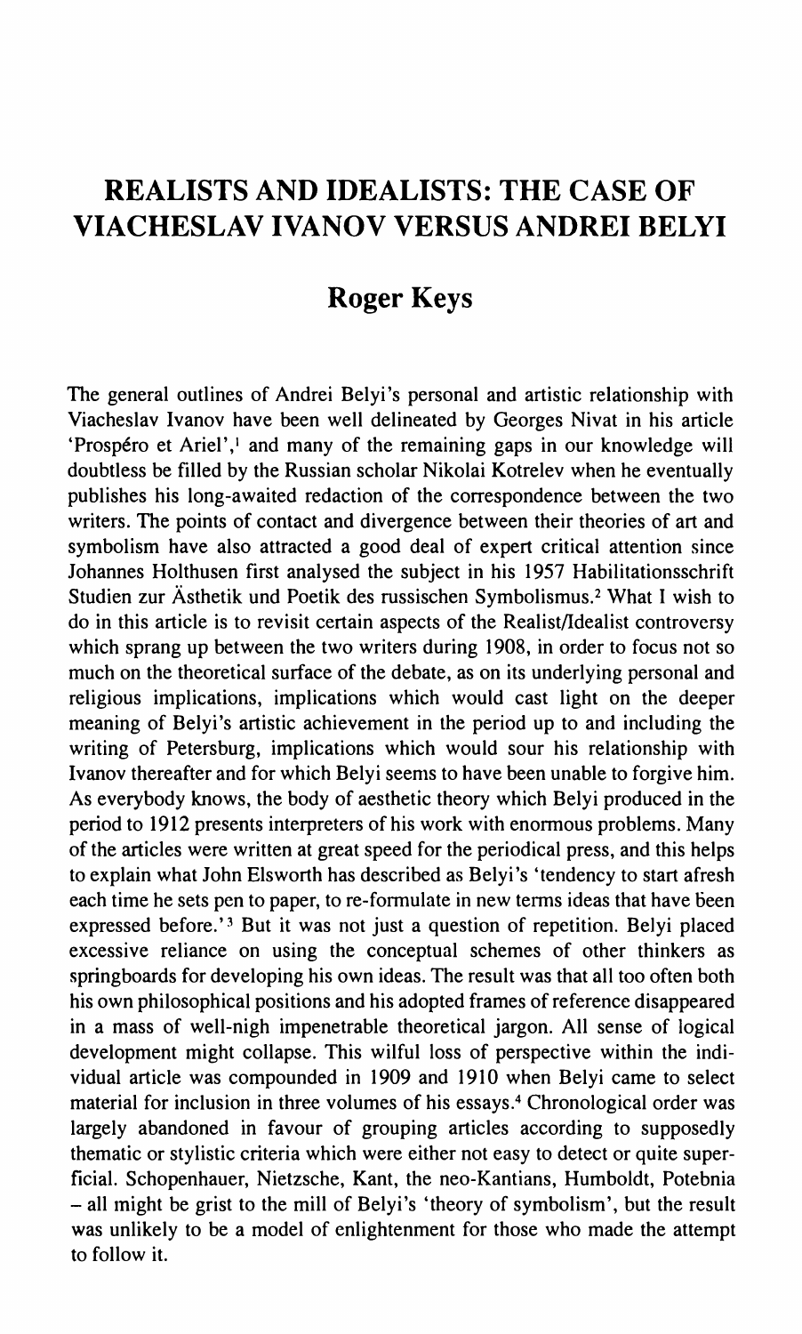# REALISTS AND IDEALISTS: THE CASE OF VIACHESLAV IVANOV VERSUS ANDREI BELYI

## Roger Keys

The general outlines of Andrei Belyi's personal and artistic relationship with Viacheslav Ivanov have been well delineated by Georges Nivat in his article 'Prospéro et Ariel',[1] and many of the remaining gaps in our knowledge will doubtless be filled by the Russian scholar Nikolai Kotrelev when he eventually publishes his long-awaited redaction of the correspondence between the two writers. The points of contact and divergence between their theories of art and symbolism have also attracted a good deal of expert critical attention since Johannes Holthusen first analysed the subject in his 1957 Habilitationsschrift Studien zur Ästhetik und Poetik des russischen Symbolismus.[2] What I wish to do in this article is to revisit certain aspects of the Realist/Idealist controversy which sprang up between the two writers during 1908, in order to focus not so much on the theoretical surface of the debate, as on its underlying personal and religious implications, implications which would cast light on the deeper meaning of Belyi's artistic achievement in the period up to and including the writing of Petersburg, implications which would sour his relationship with Ivanov thereafter and for which Belyi seems to have been unable to forgive him. As everybody knows, the body of aesthetic theory which Belyi produced in the period to 1912 presents interpreters of his work with enormous problems. Many of the articles were written at great speed for the periodical press, and this helps to explain what John Elsworth has described as Belyi's 'tendency to start afresh each time he sets pen to paper, to re-formulate in new terms ideas that have been expressed before.'[3] But it was not just a question of repetition. Belyi placed excessive reliance on using the conceptual schemes of other thinkers as springboards for developing his own ideas. The result was that all too often both his own philosophical positions and his adopted frames of reference disappeared in a mass of well-nigh impenetrable theoretical jargon. All sense of logical development might collapse. This wilful loss of perspective within the individual article was compounded in 1909 and 1910 when Belyi came to select material for inclusion in three volumes of his essays.[4] Chronological order was largely abandoned in favour of grouping articles according to supposedly thematic or stylistic criteria which were either not easy to detect or quite superficial. Schopenhauer, Nietzsche, Kant, the neo-Kantians, Humboldt, Potebnia – all might be grist to the mill of Belyi's 'theory of symbolism', but the result was unlikely to be a model of enlightenment for those who made the attempt to follow it.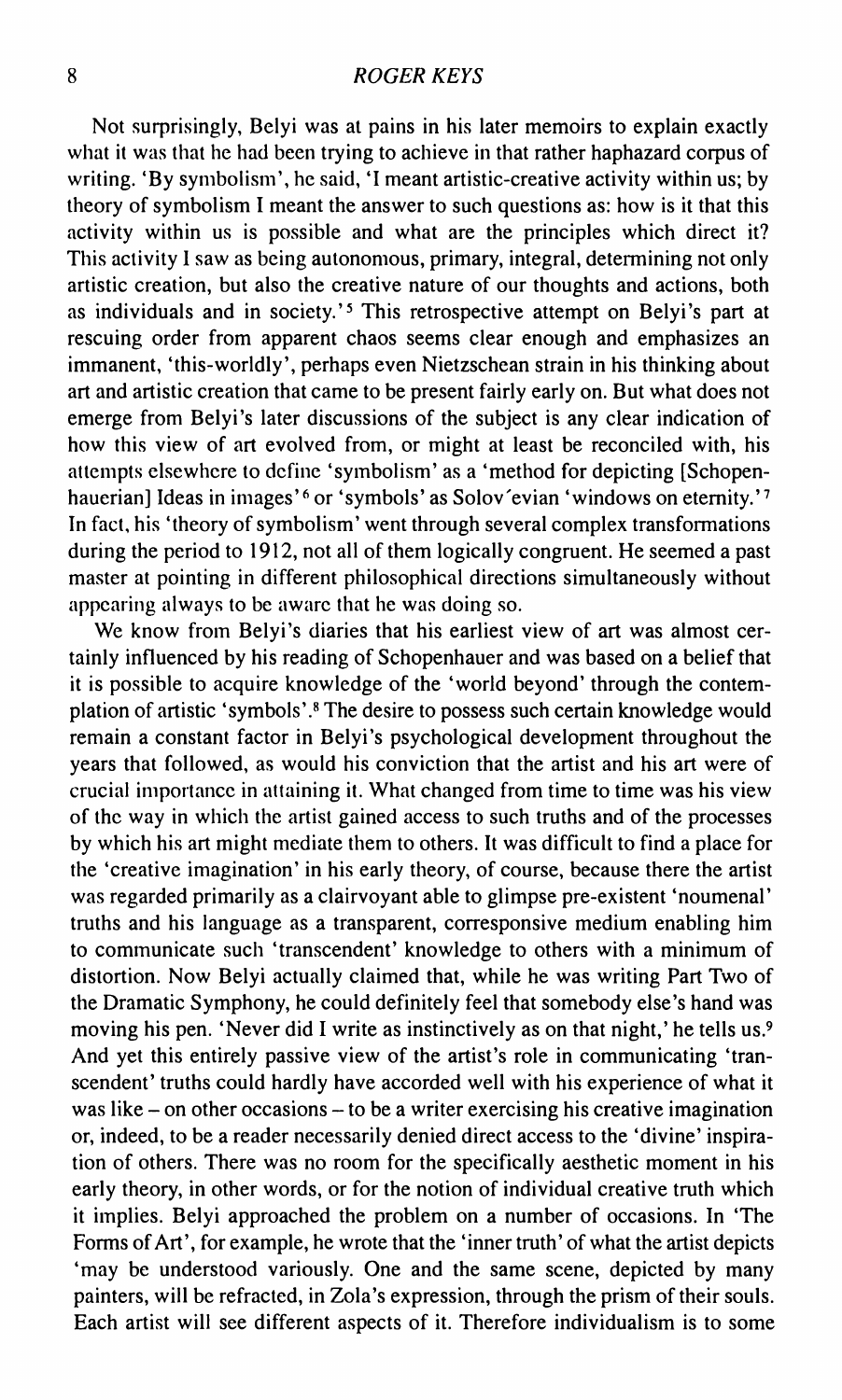Not surprisingly, Belyi was at pains in his later memoirs to explain exactly what it was that he had been trying to achieve in that rather haphazard corpus of writing. 'By symbolism', he said, 'I meant artistic-creative activity within us; by theory of symbolism I meant the answer to such questions as: how is it that this activity within us is possible and what are the principles which direct it? This activity I saw as being autonomous, primary, integral, determining not only artistic creation, but also the creative nature of our thoughts and actions, both as individuals and in society.'[5] This retrospective attempt on Belyi's part at rescuing order from apparent chaos seems clear enough and emphasizes an immanent, 'this-worldly', perhaps even Nietzschean strain in his thinking about art and artistic creation that came to be present fairly early on. But what does not emerge from Belyi's later discussions of the subject is any clear indication of how this view of art evolved from, or might at least be reconciled with, his attempts elsewhere to define 'symbolism' as a 'method for depicting [Schopenhauerian] Ideas in images'[6] or 'symbols' as Solov´evian 'windows on eternity.'[7] In fact, his 'theory of symbolism' went through several complex transformations during the period to 1912, not all of them logically congruent. He seemed a past master at pointing in different philosophical directions simultaneously without appearing always to be aware that he was doing so.

We know from Belyi's diaries that his earliest view of art was almost certainly influenced by his reading of Schopenhauer and was based on a belief that it is possible to acquire knowledge of the 'world beyond' through the contemplation of artistic 'symbols'.[8] The desire to possess such certain knowledge would remain a constant factor in Belyi's psychological development throughout the years that followed, as would his conviction that the artist and his art were of crucial importance in attaining it. What changed from time to time was his view of the way in which the artist gained access to such truths and of the processes by which his art might mediate them to others. It was difficult to find a place for the 'creative imagination' in his early theory, of course, because there the artist was regarded primarily as a clairvoyant able to glimpse pre-existent 'noumenal' truths and his language as a transparent, corresponsive medium enabling him to communicate such 'transcendent' knowledge to others with a minimum of distortion. Now Belyi actually claimed that, while he was writing Part Two of the Dramatic Symphony, he could definitely feel that somebody else's hand was moving his pen. 'Never did I write as instinctively as on that night,' he tells us.[9] And yet this entirely passive view of the artist's role in communicating 'transcendent' truths could hardly have accorded well with his experience of what it was like – on other occasions – to be a writer exercising his creative imagination or, indeed, to be a reader necessarily denied direct access to the 'divine' inspiration of others. There was no room for the specifically aesthetic moment in his early theory, in other words, or for the notion of individual creative truth which it implies. Belyi approached the problem on a number of occasions. In 'The Forms of Art', for example, he wrote that the 'inner truth' of what the artist depicts 'may be understood variously. One and the same scene, depicted by many painters, will be refracted, in Zola's expression, through the prism of their souls. Each artist will see different aspects of it. Therefore individualism is to some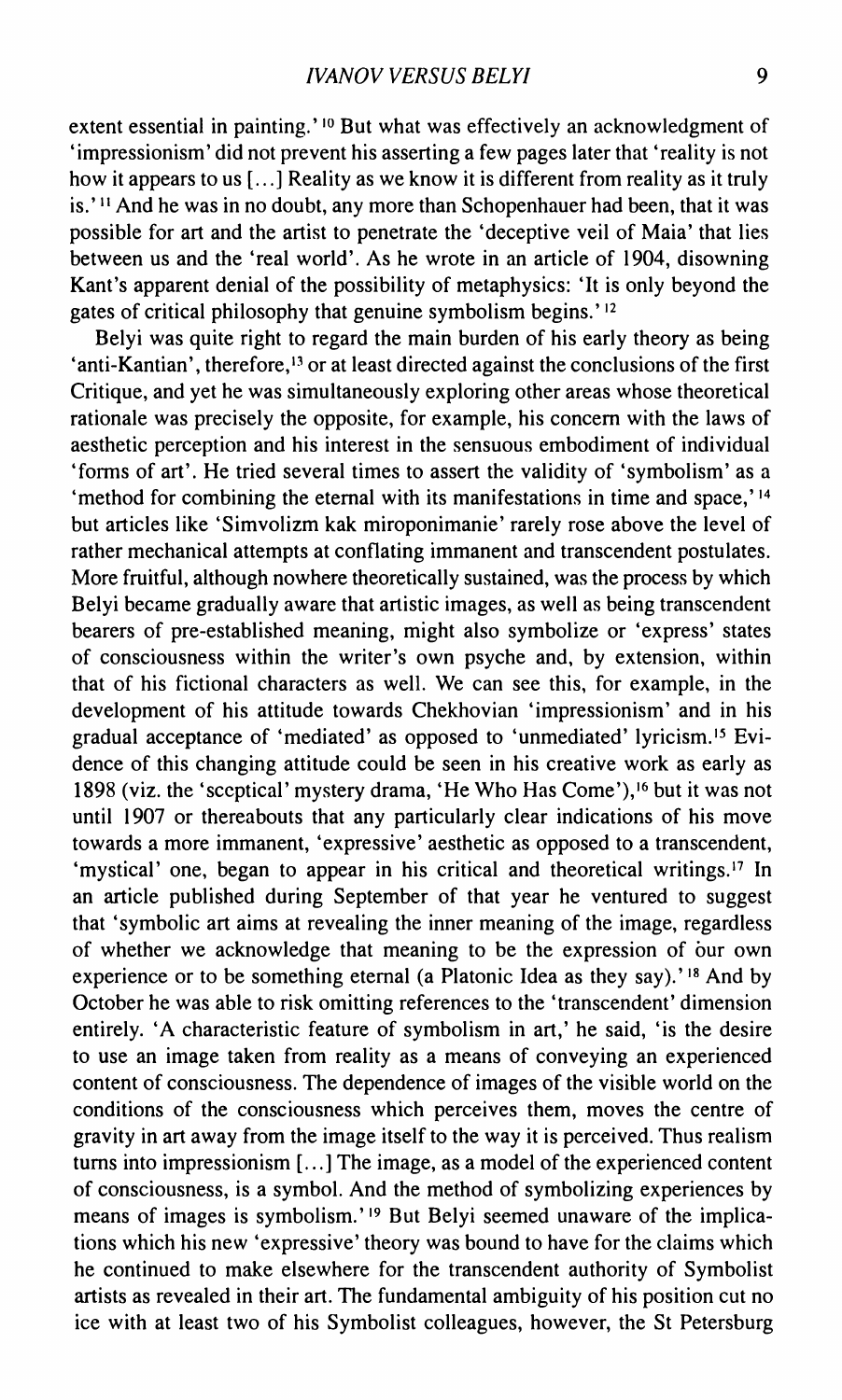extent essential in painting.'[10] But what was effectively an acknowledgment of 'impressionism' did not prevent his asserting a few pages later that 'reality is not how it appears to us [...] Reality as we know it is different from reality as it truly is.'[11] And he was in no doubt, any more than Schopenhauer had been, that it was possible for art and the artist to penetrate the 'deceptive veil of Maia' that lies between us and the 'real world'. As he wrote in an article of 1904, disowning Kant's apparent denial of the possibility of metaphysics: 'It is only beyond the gates of critical philosophy that genuine symbolism begins.'[12]

Belyi was quite right to regard the main burden of his early theory as being 'anti-Kantian', therefore,[13] or at least directed against the conclusions of the first Critique, and yet he was simultaneously exploring other areas whose theoretical rationale was precisely the opposite, for example, his concern with the laws of aesthetic perception and his interest in the sensuous embodiment of individual 'forms of art'. He tried several times to assert the validity of 'symbolism' as a 'method for combining the eternal with its manifestations in time and space,'[14] but articles like 'Simvolizm kak miroponimanie' rarely rose above the level of rather mechanical attempts at conflating immanent and transcendent postulates. More fruitful, although nowhere theoretically sustained, was the process by which Belyi became gradually aware that artistic images, as well as being transcendent bearers of pre-established meaning, might also symbolize or 'express' states of consciousness within the writer's own psyche and, by extension, within that of his fictional characters as well. We can see this, for example, in the development of his attitude towards Chekhovian 'impressionism' and in his gradual acceptance of 'mediated' as opposed to 'unmediated' lyricism.[15] Evidence of this changing attitude could be seen in his creative work as early as 1898 (viz. the 'sceptical' mystery drama, 'He Who Has Come'),[16] but it was not until 1907 or thereabouts that any particularly clear indications of his move towards a more immanent, 'expressive' aesthetic as opposed to a transcendent, 'mystical' one, began to appear in his critical and theoretical writings.[17] In an article published during September of that year he ventured to suggest that 'symbolic art aims at revealing the inner meaning of the image, regardless of whether we acknowledge that meaning to be the expression of our own experience or to be something eternal (a Platonic Idea as they say).'[18] And by October he was able to risk omitting references to the 'transcendent' dimension entirely. 'A characteristic feature of symbolism in art,' he said, 'is the desire to use an image taken from reality as a means of conveying an experienced content of consciousness. The dependence of images of the visible world on the conditions of the consciousness which perceives them, moves the centre of gravity in art away from the image itself to the way it is perceived. Thus realism turns into impressionism [...] The image, as a model of the experienced content of consciousness, is a symbol. And the method of symbolizing experiences by means of images is symbolism.'[19] But Belyi seemed unaware of the implications which his new 'expressive' theory was bound to have for the claims which he continued to make elsewhere for the transcendent authority of Symbolist artists as revealed in their art. The fundamental ambiguity of his position cut no ice with at least two of his Symbolist colleagues, however, the St Petersburg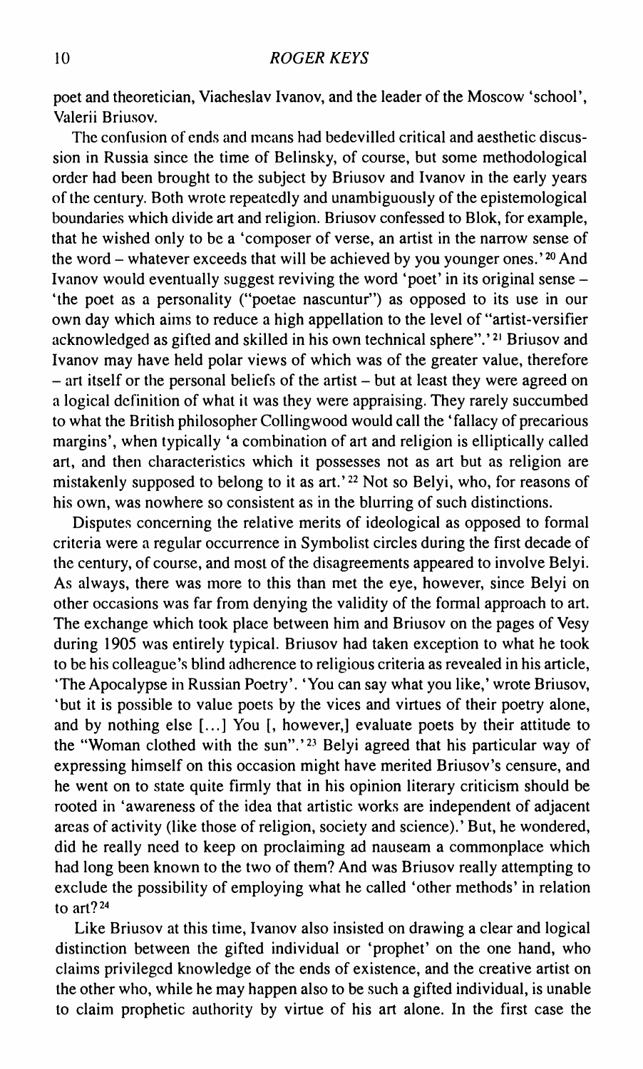poet and theoretician, Viacheslav Ivanov, and the leader of the Moscow 'school', Valerii Briusov.

The confusion of ends and means had bedevilled critical and aesthetic discussion in Russia since the time of Belinsky, of course, but some methodological order had been brought to the subject by Briusov and Ivanov in the early years of the century. Both wrote repeatedly and unambiguously of the epistemological boundaries which divide art and religion. Briusov confessed to Blok, for example, that he wished only to be a 'composer of verse, an artist in the narrow sense of the word – whatever exceeds that will be achieved by you younger ones.'[20] And Ivanov would eventually suggest reviving the word 'poet' in its original sense – 'the poet as a personality ("poetae nascuntur") as opposed to its use in our own day which aims to reduce a high appellation to the level of "artist-versifier acknowledged as gifted and skilled in his own technical sphere".'[21] Briusov and Ivanov may have held polar views of which was of the greater value, therefore – art itself or the personal beliefs of the artist – but at least they were agreed on a logical definition of what it was they were appraising. They rarely succumbed to what the British philosopher Collingwood would call the 'fallacy of precarious margins', when typically 'a combination of art and religion is elliptically called art, and then characteristics which it possesses not as art but as religion are mistakenly supposed to belong to it as art.'[22] Not so Belyi, who, for reasons of his own, was nowhere so consistent as in the blurring of such distinctions.

Disputes concerning the relative merits of ideological as opposed to formal criteria were a regular occurrence in Symbolist circles during the first decade of the century, of course, and most of the disagreements appeared to involve Belyi. As always, there was more to this than met the eye, however, since Belyi on other occasions was far from denying the validity of the formal approach to art. The exchange which took place between him and Briusov on the pages of Vesy during 1905 was entirely typical. Briusov had taken exception to what he took to be his colleague's blind adherence to religious criteria as revealed in his article, 'The Apocalypse in Russian Poetry'. 'You can say what you like,' wrote Briusov, 'but it is possible to value poets by the vices and virtues of their poetry alone, and by nothing else [...] You [, however,] evaluate poets by their attitude to the "Woman clothed with the sun".'[23] Belyi agreed that his particular way of expressing himself on this occasion might have merited Briusov's censure, and he went on to state quite firmly that in his opinion literary criticism should be rooted in 'awareness of the idea that artistic works are independent of adjacent areas of activity (like those of religion, society and science).' But, he wondered, did he really need to keep on proclaiming ad nauseam a commonplace which had long been known to the two of them? And was Briusov really attempting to exclude the possibility of employing what he called 'other methods' in relation to art?[24]

Like Briusov at this time, Ivanov also insisted on drawing a clear and logical distinction between the gifted individual or 'prophet' on the one hand, who claims privileged knowledge of the ends of existence, and the creative artist on the other who, while he may happen also to be such a gifted individual, is unable to claim prophetic authority by virtue of his art alone. In the first case the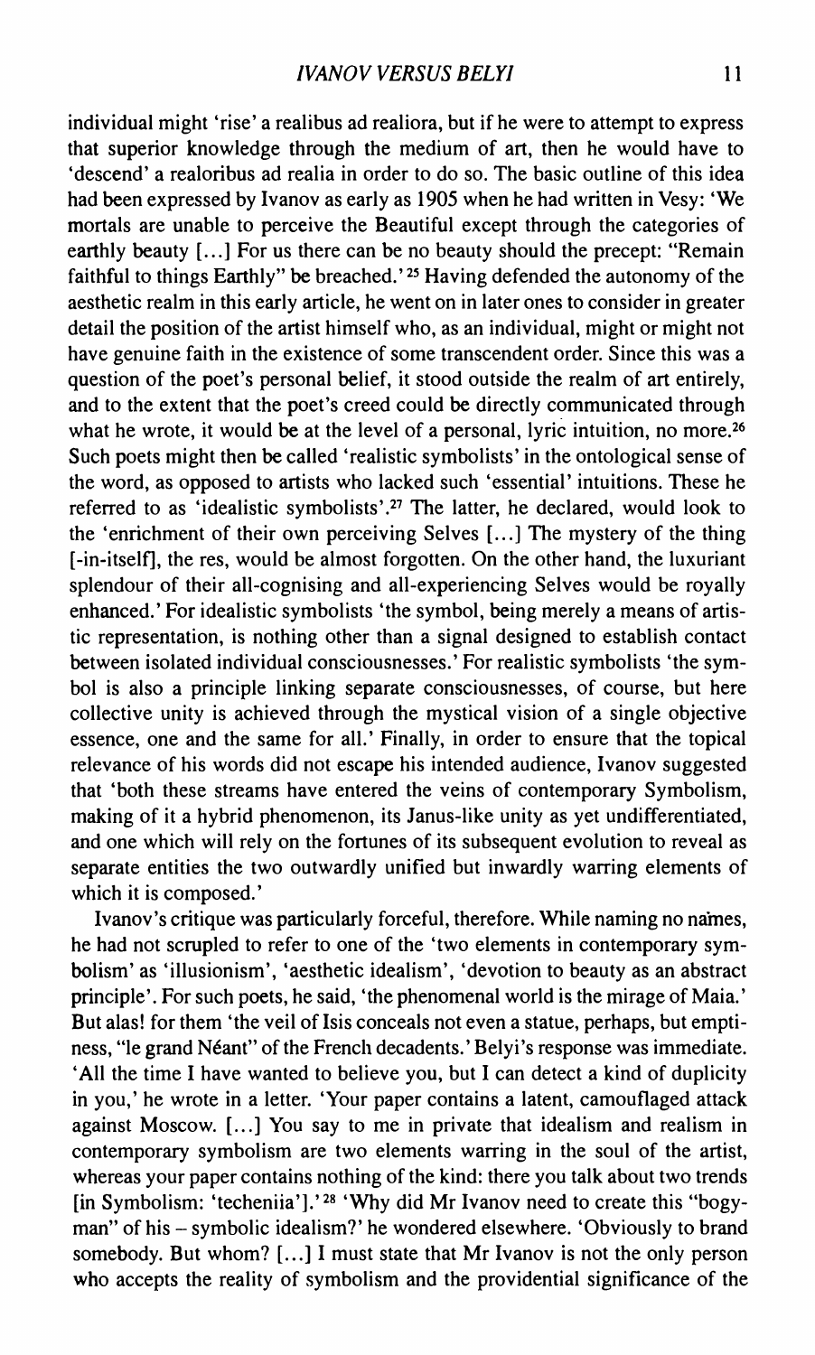individual might 'rise' a realibus ad realiora, but if he were to attempt to express that superior knowledge through the medium of art, then he would have to 'descend' a realoribus ad realia in order to do so. The basic outline of this idea had been expressed by Ivanov as early as 1905 when he had written in Vesy: 'We mortals are unable to perceive the Beautiful except through the categories of earthly beauty [...] For us there can be no beauty should the precept: "Remain faithful to things Earthly" be breached.'[25] Having defended the autonomy of the aesthetic realm in this early article, he went on in later ones to consider in greater detail the position of the artist himself who, as an individual, might or might not have genuine faith in the existence of some transcendent order. Since this was a question of the poet's personal belief, it stood outside the realm of art entirely, and to the extent that the poet's creed could be directly communicated through what he wrote, it would be at the level of a personal, lyric intuition, no more.[26] Such poets might then be called 'realistic symbolists' in the ontological sense of the word, as opposed to artists who lacked such 'essential' intuitions. These he referred to as 'idealistic symbolists'.[27] The latter, he declared, would look to the 'enrichment of their own perceiving Selves [...] The mystery of the thing [-in-itself], the res, would be almost forgotten. On the other hand, the luxuriant splendour of their all-cognising and all-experiencing Selves would be royally enhanced.' For idealistic symbolists 'the symbol, being merely a means of artistic representation, is nothing other than a signal designed to establish contact between isolated individual consciousnesses.' For realistic symbolists 'the symbol is also a principle linking separate consciousnesses, of course, but here collective unity is achieved through the mystical vision of a single objective essence, one and the same for all.' Finally, in order to ensure that the topical relevance of his words did not escape his intended audience, Ivanov suggested that 'both these streams have entered the veins of contemporary Symbolism, making of it a hybrid phenomenon, its Janus-like unity as yet undifferentiated, and one which will rely on the fortunes of its subsequent evolution to reveal as separate entities the two outwardly unified but inwardly warring elements of which it is composed.'

Ivanov's critique was particularly forceful, therefore. While naming no names, he had not scrupled to refer to one of the 'two elements in contemporary symbolism' as 'illusionism', 'aesthetic idealism', 'devotion to beauty as an abstract principle'. For such poets, he said, 'the phenomenal world is the mirage of Maia.' But alas! for them 'the veil of Isis conceals not even a statue, perhaps, but emptiness, "le grand Néant" of the French decadents.' Belyi's response was immediate. 'All the time I have wanted to believe you, but I can detect a kind of duplicity in you,' he wrote in a letter. 'Your paper contains a latent, camouflaged attack against Moscow. [...] You say to me in private that idealism and realism in contemporary symbolism are two elements warring in the soul of the artist, whereas your paper contains nothing of the kind: there you talk about two trends [in Symbolism: 'techeniia'].'[28] 'Why did Mr Ivanov need to create this "bogyman" of his – symbolic idealism?' he wondered elsewhere. 'Obviously to brand somebody. But whom? [...] I must state that Mr Ivanov is not the only person who accepts the reality of symbolism and the providential significance of the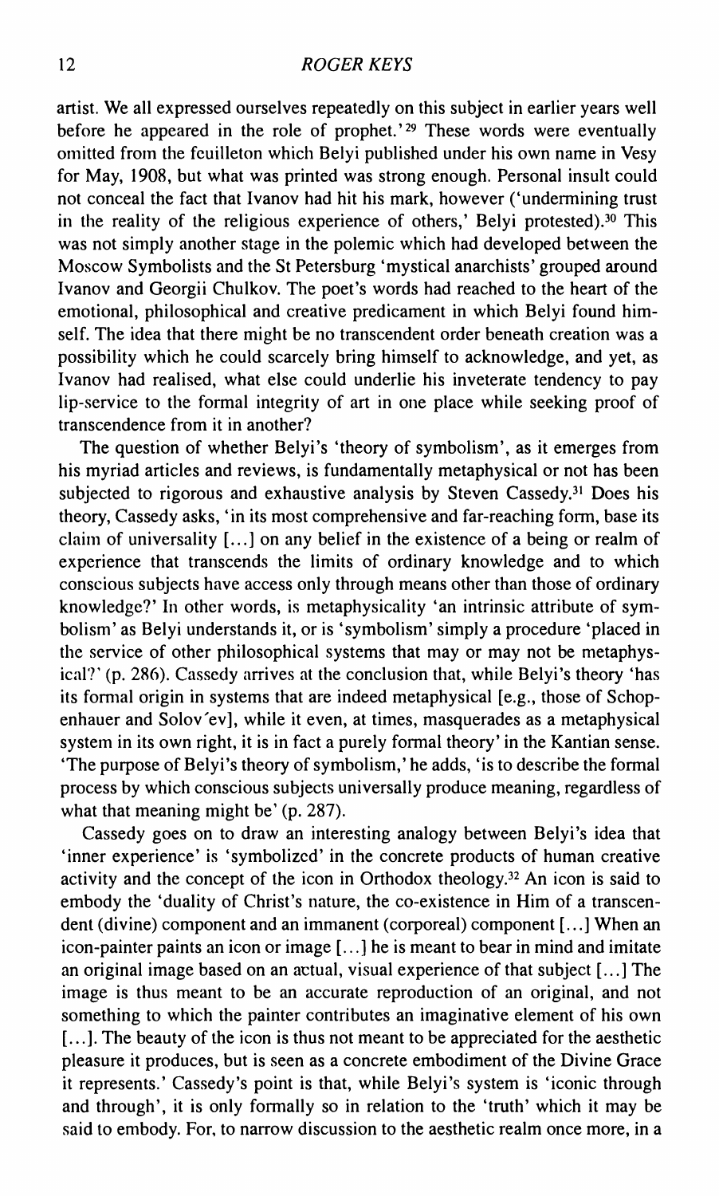artist. We all expressed ourselves repeatedly on this subject in earlier years well before he appeared in the role of prophet.'[29] These words were eventually omitted from the feuilleton which Belyi published under his own name in Vesy for May, 1908, but what was printed was strong enough. Personal insult could not conceal the fact that Ivanov had hit his mark, however ('undermining trust in the reality of the religious experience of others,' Belyi protested).[30] This was not simply another stage in the polemic which had developed between the Moscow Symbolists and the St Petersburg 'mystical anarchists' grouped around Ivanov and Georgii Chulkov. The poet's words had reached to the heart of the emotional, philosophical and creative predicament in which Belyi found himself. The idea that there might be no transcendent order beneath creation was a possibility which he could scarcely bring himself to acknowledge, and yet, as Ivanov had realised, what else could underlie his inveterate tendency to pay lip-service to the formal integrity of art in one place while seeking proof of transcendence from it in another?

The question of whether Belyi's 'theory of symbolism', as it emerges from his myriad articles and reviews, is fundamentally metaphysical or not has been subjected to rigorous and exhaustive analysis by Steven Cassedy.[31] Does his theory, Cassedy asks, 'in its most comprehensive and far-reaching form, base its claim of universality [...] on any belief in the existence of a being or realm of experience that transcends the limits of ordinary knowledge and to which conscious subjects have access only through means other than those of ordinary knowledge?' In other words, is metaphysicality 'an intrinsic attribute of symbolism' as Belyi understands it, or is 'symbolism' simply a procedure 'placed in the service of other philosophical systems that may or may not be metaphysical?' (p. 286). Cassedy arrives at the conclusion that, while Belyi's theory 'has its formal origin in systems that are indeed metaphysical [e.g., those of Schopenhauer and Solov´ev], while it even, at times, masquerades as a metaphysical system in its own right, it is in fact a purely formal theory' in the Kantian sense. 'The purpose of Belyi's theory of symbolism,' he adds, 'is to describe the formal process by which conscious subjects universally produce meaning, regardless of what that meaning might be' (p. 287).

Cassedy goes on to draw an interesting analogy between Belyi's idea that 'inner experience' is 'symbolized' in the concrete products of human creative activity and the concept of the icon in Orthodox theology.[32] An icon is said to embody the 'duality of Christ's nature, the co-existence in Him of a transcendent (divine) component and an immanent (corporeal) component [...] When an icon-painter paints an icon or image [...] he is meant to bear in mind and imitate an original image based on an actual, visual experience of that subject [...] The image is thus meant to be an accurate reproduction of an original, and not something to which the painter contributes an imaginative element of his own [...]. The beauty of the icon is thus not meant to be appreciated for the aesthetic pleasure it produces, but is seen as a concrete embodiment of the Divine Grace it represents.' Cassedy's point is that, while Belyi's system is 'iconic through and through', it is only formally so in relation to the 'truth' which it may be said to embody. For, to narrow discussion to the aesthetic realm once more, in a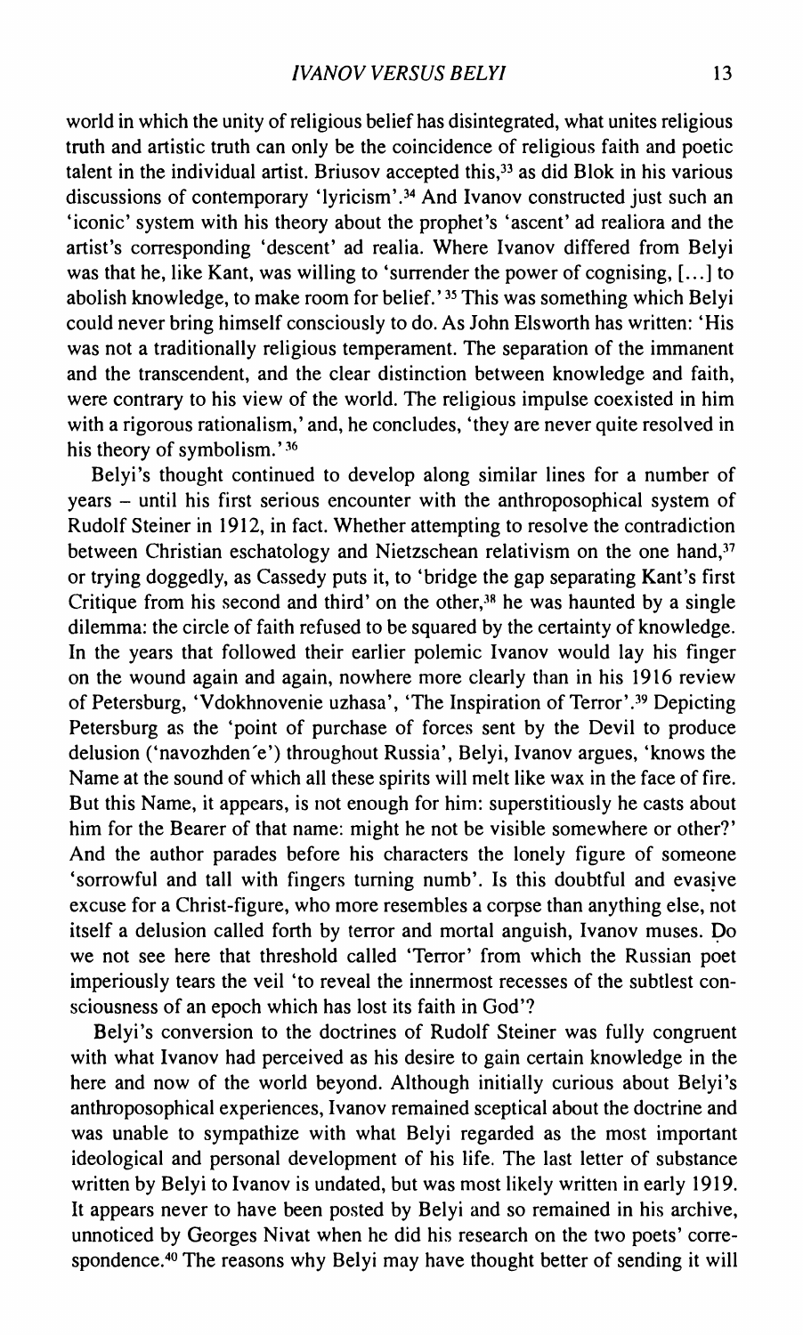world in which the unity of religious belief has disintegrated, what unites religious truth and artistic truth can only be the coincidence of religious faith and poetic talent in the individual artist. Briusov accepted this,[33] as did Blok in his various discussions of contemporary 'lyricism'.[34] And Ivanov constructed just such an 'iconic' system with his theory about the prophet's 'ascent' ad realiora and the artist's corresponding 'descent' ad realia. Where Ivanov differed from Belyi was that he, like Kant, was willing to 'surrender the power of cognising, [...] to abolish knowledge, to make room for belief.'[35] This was something which Belyi could never bring himself consciously to do. As John Elsworth has written: 'His was not a traditionally religious temperament. The separation of the immanent and the transcendent, and the clear distinction between knowledge and faith, were contrary to his view of the world. The religious impulse coexisted in him with a rigorous rationalism,' and, he concludes, 'they are never quite resolved in his theory of symbolism.'[36]

Belyi's thought continued to develop along similar lines for a number of years – until his first serious encounter with the anthroposophical system of Rudolf Steiner in 1912, in fact. Whether attempting to resolve the contradiction between Christian eschatology and Nietzschean relativism on the one hand,[37] or trying doggedly, as Cassedy puts it, to 'bridge the gap separating Kant's first Critique from his second and third' on the other,[38] he was haunted by a single dilemma: the circle of faith refused to be squared by the certainty of knowledge. In the years that followed their earlier polemic Ivanov would lay his finger on the wound again and again, nowhere more clearly than in his 1916 review of Petersburg, 'Vdokhnovenie uzhasa', 'The Inspiration of Terror'.[39] Depicting Petersburg as the 'point of purchase of forces sent by the Devil to produce delusion ('navozhden′e') throughout Russia', Belyi, Ivanov argues, 'knows the Name at the sound of which all these spirits will melt like wax in the face of fire. But this Name, it appears, is not enough for him: superstitiously he casts about him for the Bearer of that name: might he not be visible somewhere or other?' And the author parades before his characters the lonely figure of someone 'sorrowful and tall with fingers turning numb'. Is this doubtful and evasive excuse for a Christ-figure, who more resembles a corpse than anything else, not itself a delusion called forth by terror and mortal anguish, Ivanov muses. Do we not see here that threshold called 'Terror' from which the Russian poet imperiously tears the veil 'to reveal the innermost recesses of the subtlest consciousness of an epoch which has lost its faith in God'?

Belyi's conversion to the doctrines of Rudolf Steiner was fully congruent with what Ivanov had perceived as his desire to gain certain knowledge in the here and now of the world beyond. Although initially curious about Belyi's anthroposophical experiences, Ivanov remained sceptical about the doctrine and was unable to sympathize with what Belyi regarded as the most important ideological and personal development of his life. The last letter of substance written by Belyi to Ivanov is undated, but was most likely written in early 1919. It appears never to have been posted by Belyi and so remained in his archive, unnoticed by Georges Nivat when he did his research on the two poets' correspondence.[40] The reasons why Belyi may have thought better of sending it will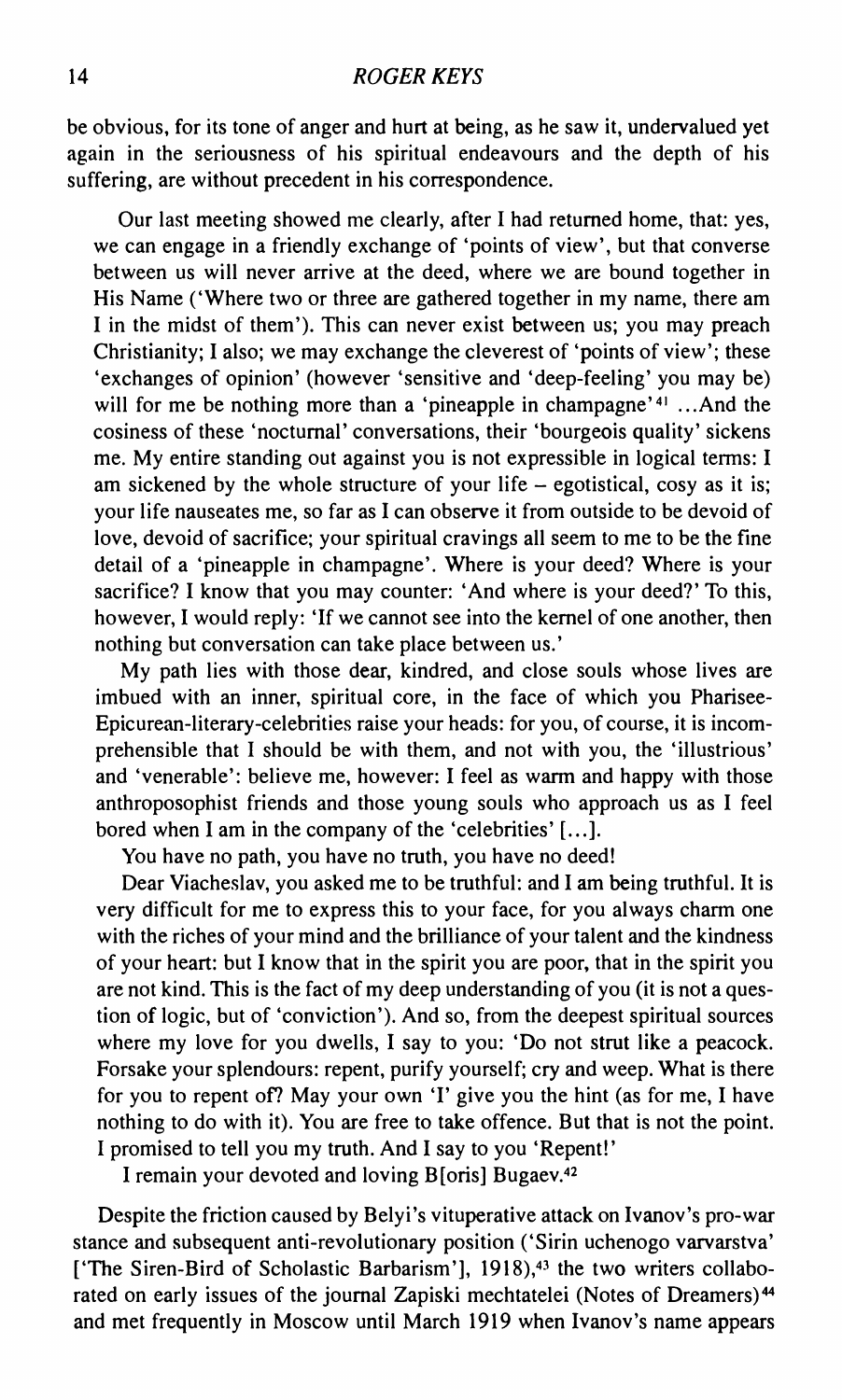be obvious, for its tone of anger and hurt at being, as he saw it, undervalued yet again in the seriousness of his spiritual endeavours and the depth of his suffering, are without precedent in his correspondence.

> Our last meeting showed me clearly, after I had returned home, that: yes, we can engage in a friendly exchange of 'points of view', but that converse between us will never arrive at the deed, where we are bound together in His Name ('Where two or three are gathered together in my name, there am I in the midst of them'). This can never exist between us; you may preach Christianity; I also; we may exchange the cleverest of 'points of view'; these 'exchanges of opinion' (however 'sensitive and 'deep-feeling' you may be) will for me be nothing more than a 'pineapple in champagne'[41] ...And the cosiness of these 'nocturnal' conversations, their 'bourgeois quality' sickens me. My entire standing out against you is not expressible in logical terms: I am sickened by the whole structure of your life – egotistical, cosy as it is; your life nauseates me, so far as I can observe it from outside to be devoid of love, devoid of sacrifice; your spiritual cravings all seem to me to be the fine detail of a 'pineapple in champagne'. Where is your deed? Where is your sacrifice? I know that you may counter: 'And where is your deed?' To this, however, I would reply: 'If we cannot see into the kernel of one another, then nothing but conversation can take place between us.'
>
> My path lies with those dear, kindred, and close souls whose lives are imbued with an inner, spiritual core, in the face of which you Pharisee-Epicurean-literary-celebrities raise your heads: for you, of course, it is incomprehensible that I should be with them, and not with you, the 'illustrious' and 'venerable': believe me, however: I feel as warm and happy with those anthroposophist friends and those young souls who approach us as I feel bored when I am in the company of the 'celebrities' [...].
>
> You have no path, you have no truth, you have no deed!
>
> Dear Viacheslav, you asked me to be truthful: and I am being truthful. It is very difficult for me to express this to your face, for you always charm one with the riches of your mind and the brilliance of your talent and the kindness of your heart: but I know that in the spirit you are poor, that in the spirit you are not kind. This is the fact of my deep understanding of you (it is not a question of logic, but of 'conviction'). And so, from the deepest spiritual sources where my love for you dwells, I say to you: 'Do not strut like a peacock. Forsake your splendours: repent, purify yourself; cry and weep. What is there for you to repent of? May your own 'I' give you the hint (as for me, I have nothing to do with it). You are free to take offence. But that is not the point. I promised to tell you my truth. And I say to you 'Repent!'
>
> I remain your devoted and loving B[oris] Bugaev.[42]

Despite the friction caused by Belyi's vituperative attack on Ivanov's pro-war stance and subsequent anti-revolutionary position ('Sirin uchenogo varvarstva' ['The Siren-Bird of Scholastic Barbarism'], 1918),[43] the two writers collaborated on early issues of the journal Zapiski mechtatelei (Notes of Dreamers)[44] and met frequently in Moscow until March 1919 when Ivanov's name appears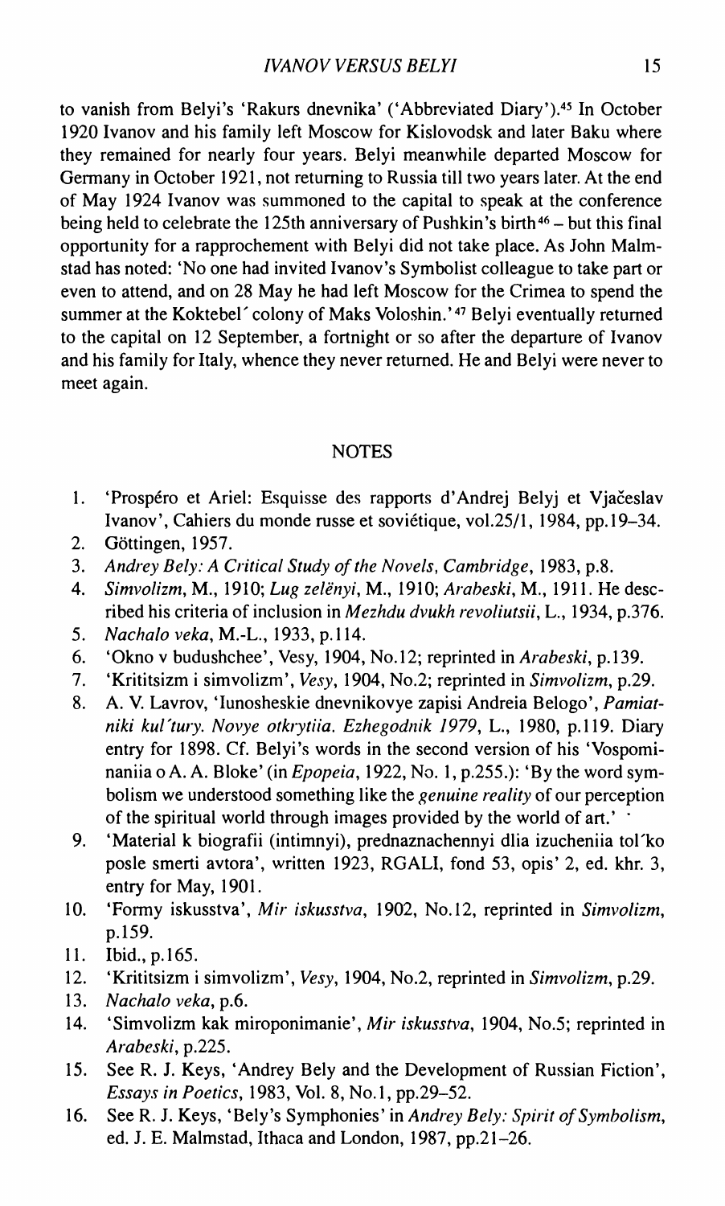to vanish from Belyi's 'Rakurs dnevnika' ('Abbreviated Diary').[45] In October 1920 Ivanov and his family left Moscow for Kislovodsk and later Baku where they remained for nearly four years. Belyi meanwhile departed Moscow for Germany in October 1921, not returning to Russia till two years later. At the end of May 1924 Ivanov was summoned to the capital to speak at the conference being held to celebrate the 125th anniversary of Pushkin's birth[46] – but this final opportunity for a rapprochement with Belyi did not take place. As John Malmstad has noted: 'No one had invited Ivanov's Symbolist colleague to take part or even to attend, and on 28 May he had left Moscow for the Crimea to spend the summer at the Koktebel´ colony of Maks Voloshin.'[47] Belyi eventually returned to the capital on 12 September, a fortnight or so after the departure of Ivanov and his family for Italy, whence they never returned. He and Belyi were never to meet again.

## NOTES

1. 'Prospéro et Ariel: Esquisse des rapports d'Andrej Belyj et Vjačeslav Ivanov', Cahiers du monde russe et soviétique, vol.25/1, 1984, pp.19–34.
2. Göttingen, 1957.
3. *Andrey Bely: A Critical Study of the Novels, Cambridge*, 1983, p.8.
4. *Simvolizm*, M., 1910; *Lug zelënyi*, M., 1910; *Arabeski*, M., 1911. He described his criteria of inclusion in *Mezhdu dvukh revoliutsii*, L., 1934, p.376.
5. *Nachalo veka*, M.-L., 1933, p.114.
6. 'Okno v budushchee', Vesy, 1904, No.12; reprinted in *Arabeski*, p.139.
7. 'Krititsizm i simvolizm', *Vesy*, 1904, No.2; reprinted in *Simvolizm*, p.29.
8. A. V. Lavrov, 'Iunosheskie dnevnikovye zapisi Andreia Belogo', *Pamiatniki kul´tury. Novye otkrytiia. Ezhegodnik 1979*, L., 1980, p.119. Diary entry for 1898. Cf. Belyi's words in the second version of his 'Vospominaniia o A. A. Bloke' (in *Epopeia*, 1922, No. 1, p.255.): 'By the word symbolism we understood something like the *genuine reality* of our perception of the spiritual world through images provided by the world of art.'
9. 'Material k biografii (intimnyi), prednaznachennyi dlia izucheniia tol´ko posle smerti avtora', written 1923, RGALI, fond 53, opis' 2, ed. khr. 3, entry for May, 1901.
10. 'Formy iskusstva', *Mir iskusstva*, 1902, No.12, reprinted in *Simvolizm*, p.159.
11. Ibid., p.165.
12. 'Krititsizm i simvolizm', *Vesy*, 1904, No.2, reprinted in *Simvolizm*, p.29.
13. *Nachalo veka*, p.6.
14. 'Simvolizm kak miroponimanie', *Mir iskusstva*, 1904, No.5; reprinted in *Arabeski*, p.225.
15. See R. J. Keys, 'Andrey Bely and the Development of Russian Fiction', *Essays in Poetics*, 1983, Vol. 8, No.1, pp.29–52.
16. See R. J. Keys, 'Bely's Symphonies' in *Andrey Bely: Spirit of Symbolism*, ed. J. E. Malmstad, Ithaca and London, 1987, pp.21–26.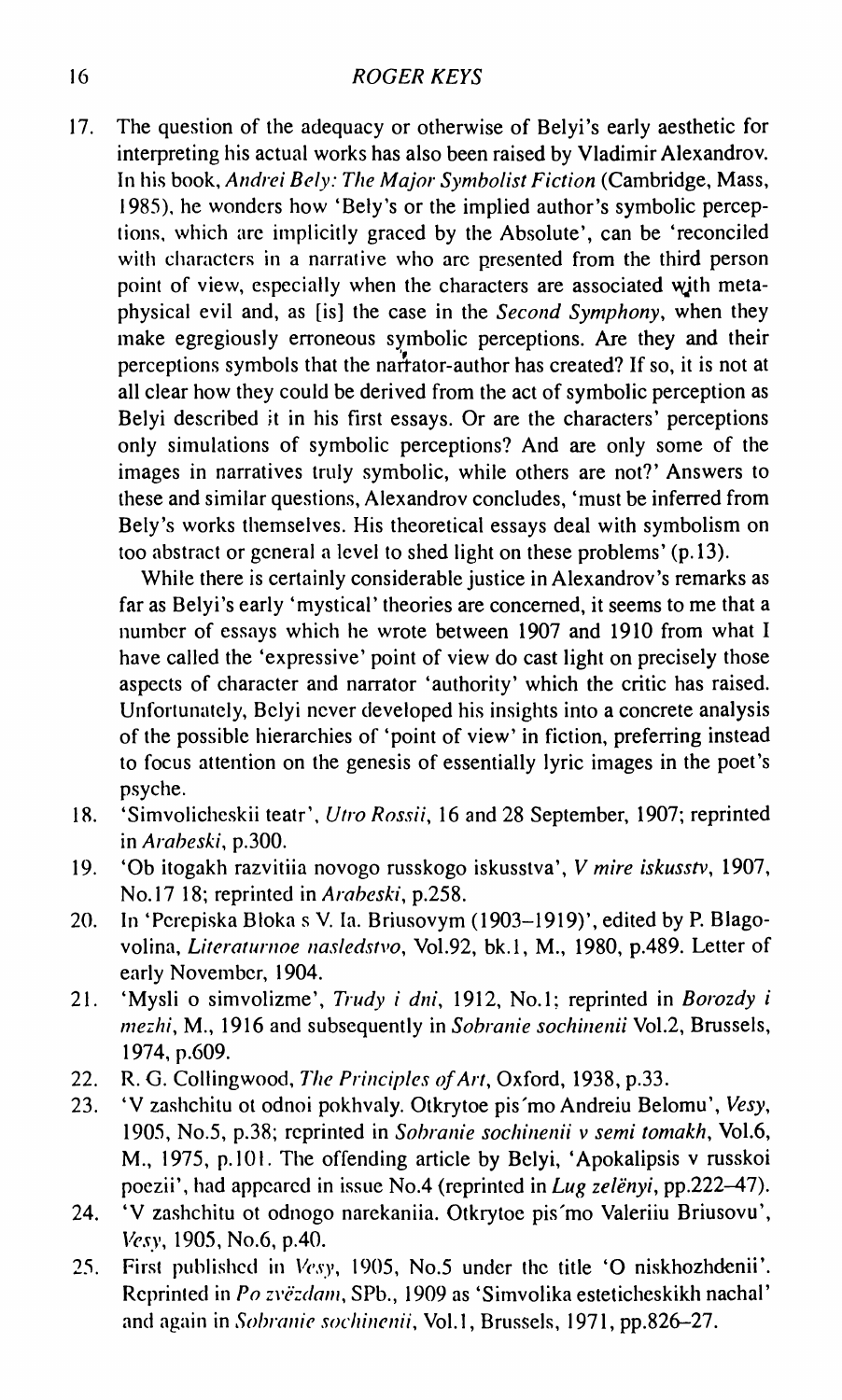17. The question of the adequacy or otherwise of Belyi's early aesthetic for interpreting his actual works has also been raised by Vladimir Alexandrov. In his book, *Andrei Bely: The Major Symbolist Fiction* (Cambridge, Mass, 1985), he wonders how 'Bely's or the implied author's symbolic perceptions, which are implicitly graced by the Absolute', can be 'reconciled with characters in a narrative who are presented from the third person point of view, especially when the characters are associated with metaphysical evil and, as [is] the case in the *Second Symphony*, when they make egregiously erroneous symbolic perceptions. Are they and their perceptions symbols that the narrator-author has created? If so, it is not at all clear how they could be derived from the act of symbolic perception as Belyi described it in his first essays. Or are the characters' perceptions only simulations of symbolic perceptions? And are only some of the images in narratives truly symbolic, while others are not?' Answers to these and similar questions, Alexandrov concludes, 'must be inferred from Bely's works themselves. His theoretical essays deal with symbolism on too abstract or general a level to shed light on these problems' (p.13).

    While there is certainly considerable justice in Alexandrov's remarks as far as Belyi's early 'mystical' theories are concerned, it seems to me that a number of essays which he wrote between 1907 and 1910 from what I have called the 'expressive' point of view do cast light on precisely those aspects of character and narrator 'authority' which the critic has raised. Unfortunately, Belyi never developed his insights into a concrete analysis of the possible hierarchies of 'point of view' in fiction, preferring instead to focus attention on the genesis of essentially lyric images in the poet's psyche.
18. 'Simvolicheskii teatr', *Utro Rossii*, 16 and 28 September, 1907; reprinted in *Arabeski*, p.300.
19. 'Ob itogakh razvitiia novogo russkogo iskusstva', *V mire iskusstv*, 1907, No.17 18; reprinted in *Arabeski*, p.258.
20. In 'Perepiska Bloka s V. Ia. Briusovym (1903–1919)', edited by P. Blagovolina, *Literaturnoe nasledstvo*, Vol.92, bk.1, M., 1980, p.489. Letter of early November, 1904.
21. 'Mysli o simvolizme', *Trudy i dni*, 1912, No.1; reprinted in *Borozdy i mezhi*, M., 1916 and subsequently in *Sobranie sochinenii* Vol.2, Brussels, 1974, p.609.
22. R. G. Collingwood, *The Principles of Art*, Oxford, 1938, p.33.
23. 'V zashchitu ot odnoi pokhvaly. Otkrytoe pis'mo Andreiu Belomu', *Vesy*, 1905, No.5, p.38; reprinted in *Sobranie sochinenii v semi tomakh*, Vol.6, M., 1975, p.101. The offending article by Belyi, 'Apokalipsis v russkoi poezii', had appeared in issue No.4 (reprinted in *Lug zelënyi*, pp.222–47).
24. 'V zashchitu ot odnogo narekaniia. Otkrytoe pis'mo Valeriiu Briusovu', *Vesy*, 1905, No.6, p.40.
25. First published in *Vesy*, 1905, No.5 under the title 'O niskhozhdenii'. Reprinted in *Po zvëzdam*, SPb., 1909 as 'Simvolika esteticheskikh nachal' and again in *Sobranie sochinenii*, Vol.1, Brussels, 1971, pp.826–27.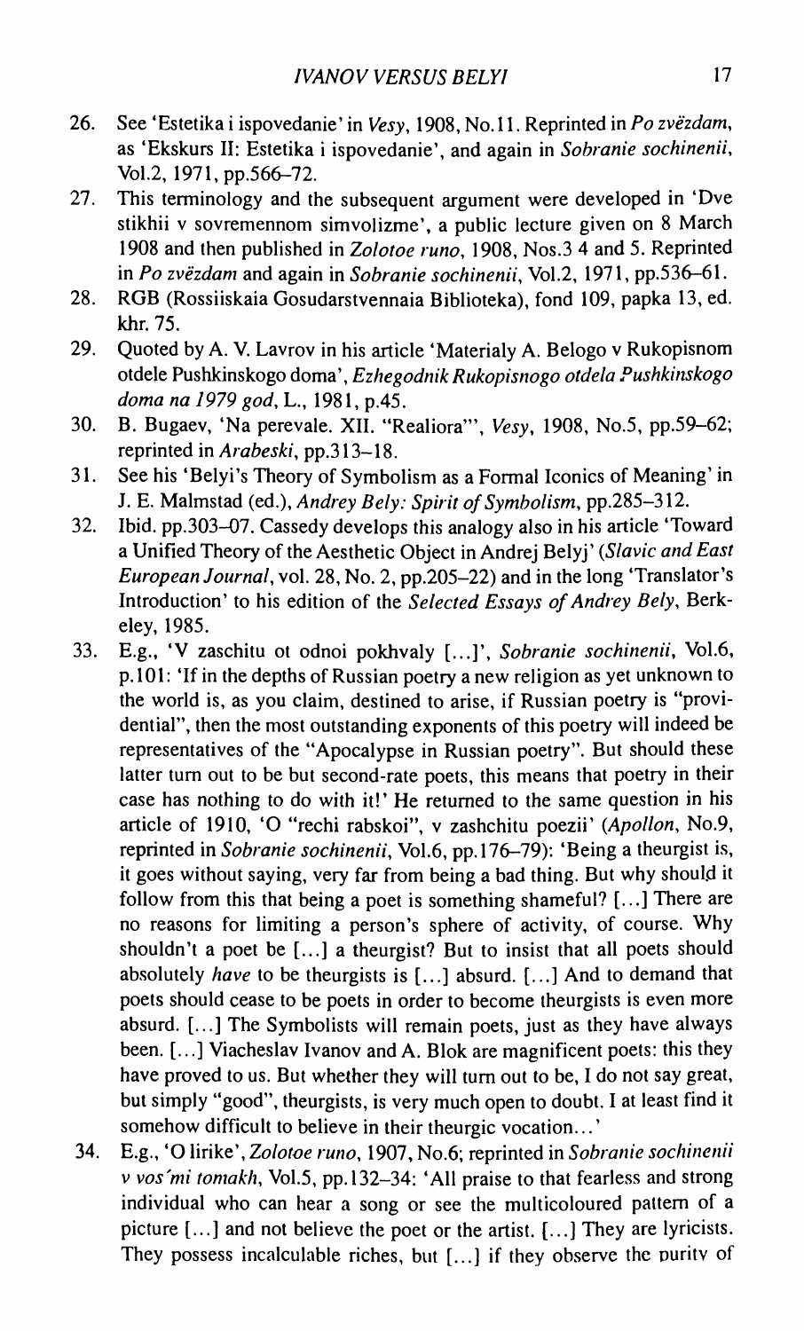26. See 'Estetika i ispovedanie' in *Vesy*, 1908, No.11. Reprinted in *Po zvëzdam*, as 'Ekskurs II: Estetika i ispovedanie', and again in *Sobranie sochinenii*, Vol.2, 1971, pp.566–72.
27. This terminology and the subsequent argument were developed in 'Dve stikhii v sovremennom simvolizme', a public lecture given on 8 March 1908 and then published in *Zolotoe runo*, 1908, Nos.3 4 and 5. Reprinted in *Po zvëzdam* and again in *Sobranie sochinenii*, Vol.2, 1971, pp.536–61.
28. RGB (Rossiiskaia Gosudarstvennaia Biblioteka), fond 109, papka 13, ed. khr. 75.
29. Quoted by A. V. Lavrov in his article 'Materialy A. Belogo v Rukopisnom otdele Pushkinskogo doma', *Ezhegodnik Rukopisnogo otdela Pushkinskogo doma na 1979 god*, L., 1981, p.45.
30. B. Bugaev, 'Na perevale. XII. "Realiora"', *Vesy*, 1908, No.5, pp.59–62; reprinted in *Arabeski*, pp.313–18.
31. See his 'Belyi's Theory of Symbolism as a Formal Iconics of Meaning' in J. E. Malmstad (ed.), *Andrey Bely: Spirit of Symbolism*, pp.285–312.
32. Ibid. pp.303–07. Cassedy develops this analogy also in his article 'Toward a Unified Theory of the Aesthetic Object in Andrej Belyj' (*Slavic and East European Journal*, vol. 28, No. 2, pp.205–22) and in the long 'Translator's Introduction' to his edition of the *Selected Essays of Andrey Bely*, Berkeley, 1985.
33. E.g., 'V zaschitu ot odnoi pokhvaly [...]', *Sobranie sochinenii*, Vol.6, p.101: 'If in the depths of Russian poetry a new religion as yet unknown to the world is, as you claim, destined to arise, if Russian poetry is "providential", then the most outstanding exponents of this poetry will indeed be representatives of the "Apocalypse in Russian poetry". But should these latter turn out to be but second-rate poets, this means that poetry in their case has nothing to do with it!' He returned to the same question in his article of 1910, 'O "rechi rabskoi", v zashchitu poezii' (*Apollon*, No.9, reprinted in *Sobranie sochinenii*, Vol.6, pp.176–79): 'Being a theurgist is, it goes without saying, very far from being a bad thing. But why should it follow from this that being a poet is something shameful? [...] There are no reasons for limiting a person's sphere of activity, of course. Why shouldn't a poet be [...] a theurgist? But to insist that all poets should absolutely *have* to be theurgists is [...] absurd. [...] And to demand that poets should cease to be poets in order to become theurgists is even more absurd. [...] The Symbolists will remain poets, just as they have always been. [...] Viacheslav Ivanov and A. Blok are magnificent poets: this they have proved to us. But whether they will turn out to be, I do not say great, but simply "good", theurgists, is very much open to doubt. I at least find it somehow difficult to believe in their theurgic vocation...'
34. E.g., 'O lirike', *Zolotoe runo*, 1907, No.6; reprinted in *Sobranie sochinenii v vos'mi tomakh*, Vol.5, pp.132–34: 'All praise to that fearless and strong individual who can hear a song or see the multicoloured pattern of a picture [...] and not believe the poet or the artist. [...] They are lyricists. They possess incalculable riches, but [...] if they observe the purity of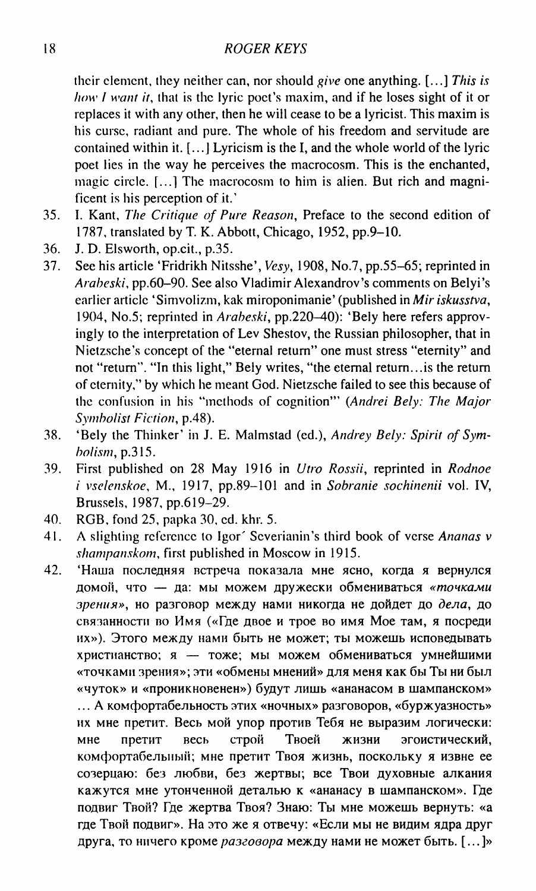their element, they neither can, nor should *give* one anything. [...] *This is how I want it*, that is the lyric poet's maxim, and if he loses sight of it or replaces it with any other, then he will cease to be a lyricist. This maxim is his curse, radiant and pure. The whole of his freedom and servitude are contained within it. [...] Lyricism is the I, and the whole world of the lyric poet lies in the way he perceives the macrocosm. This is the enchanted, magic circle. [...] The macrocosm to him is alien. But rich and magnificent is his perception of it.'

35. I. Kant, *The Critique of Pure Reason*, Preface to the second edition of 1787, translated by T. K. Abbott, Chicago, 1952, pp.9–10.
36. J. D. Elsworth, op.cit., p.35.
37. See his article 'Fridrikh Nitsshe', *Vesy*, 1908, No.7, pp.55–65; reprinted in *Arabeski*, pp.60–90. See also Vladimir Alexandrov's comments on Belyi's earlier article 'Simvolizm, kak miroponimanie' (published in *Mir iskusstva*, 1904, No.5; reprinted in *Arabeski*, pp.220–40): 'Bely here refers approvingly to the interpretation of Lev Shestov, the Russian philosopher, that in Nietzsche's concept of the "eternal return" one must stress "eternity" and not "return". "In this light," Bely writes, "the eternal return...is the return of eternity," by which he meant God. Nietzsche failed to see this because of the confusion in his "methods of cognition"' (*Andrei Bely: The Major Symbolist Fiction*, p.48).
38. 'Bely the Thinker' in J. E. Malmstad (ed.), *Andrey Bely: Spirit of Symbolism*, p.315.
39. First published on 28 May 1916 in *Utro Rossii*, reprinted in *Rodnoe i vselenskoe*, M., 1917, pp.89–101 and in *Sobranie sochinenii* vol. IV, Brussels, 1987, pp.619–29.
40. RGB, fond 25, papka 30, ed. khr. 5.
41. A slighting reference to Igor´ Severianin's third book of verse *Ananas v shampanskom*, first published in Moscow in 1915.
42. 'Наша последняя встреча показала мне ясно, когда я вернулся домой, что — да: мы можем дружески обмениваться *«точками зрения»*, но разговор между нами никогда не дойдет до *дела*, до связанности во Имя («Где двое и трое во имя Мое там, я посреди их»). Этого между нами быть не может; ты можешь исповедывать христианство; я — тоже; мы можем обмениваться умнейшими «точками зрения»; эти «обмены мнений» для меня как бы Ты ни был «чуток» и «проникновенен») будут лишь «ананасом в шампанском» ... А комфортабельность этих «ночных» разговоров, «буржуазность» их мне претит. Весь мой упор против Тебя не выразим логически: мне претит весь строй Твоей жизни эгоистический, комфортабельный; мне претит Твоя жизнь, поскольку я извне ее созерцаю: без любви, без жертвы; все Твои духовные алкания кажутся мне утонченной деталью к «ананасу в шампанском». Где подвиг Твой? Где жертва Твоя? Знаю: Ты мне можешь вернуть: «а где Твой подвиг». На это же я отвечу: «Если мы не видим ядра друг друга, то ничего кроме *разговора* между нами не может быть. [...]»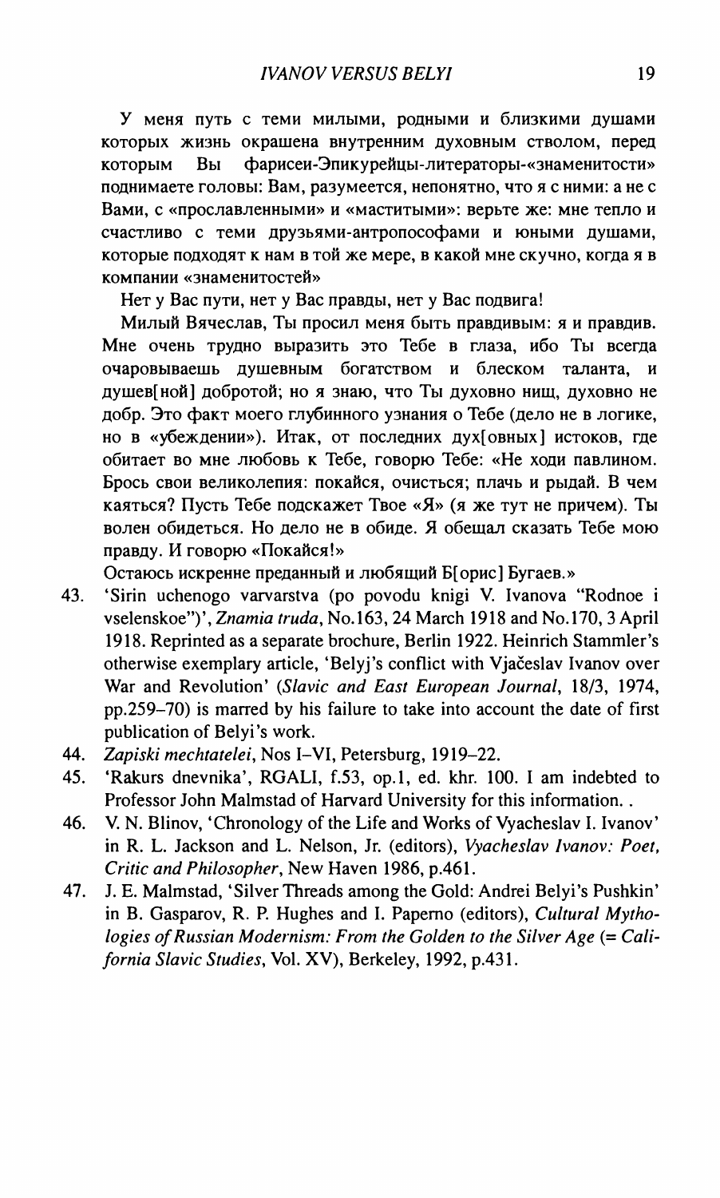У меня путь с теми милыми, родными и близкими душами которых жизнь окрашена внутренним духовным стволом, перед которым Вы фарисеи-Эпикурейцы-литераторы-«знаменитости» поднимаете головы: Вам, разумеется, непонятно, что я с ними: а не с Вами, с «прославленными» и «маститыми»: верьте же: мне тепло и счастливо с теми друзьями-антропософами и юными душами, которые подходят к нам в той же мере, в какой мне скучно, когда я в компании «знаменитостей»

Нет у Вас пути, нет у Вас правды, нет у Вас подвига!

Милый Вячеслав, Ты просил меня быть правдивым: я и правдив. Мне очень трудно выразить это Тебе в глаза, ибо Ты всегда очаровываешь душевным богатством и блеском таланта, и душев[ной] добротой; но я знаю, что Ты духовно нищ, духовно не добр. Это факт моего глубинного узнания о Тебе (дело не в логике, но в «убеждении»). Итак, от последних дух[овных] истоков, где обитает во мне любовь к Тебе, говорю Тебе: «Не ходи павлином. Брось свои великолепия: покайся, очисться; плачь и рыдай. В чем каяться? Пусть Тебе подскажет Твое «Я» (я же тут не причем). Ты волен обидеться. Но дело не в обиде. Я обещал сказать Тебе мою правду. И говорю «Покайся!»

Остаюсь искренне преданный и любящий Б[орис] Бугаев.»

43. 'Sirin uchenogo varvarstva (po povodu knigi V. Ivanova "Rodnoe i vselenskoe")', *Znamia truda*, No.163, 24 March 1918 and No.170, 3 April 1918. Reprinted as a separate brochure, Berlin 1922. Heinrich Stammler's otherwise exemplary article, 'Belyj's conflict with Vjačeslav Ivanov over War and Revolution' (*Slavic and East European Journal*, 18/3, 1974, pp.259–70) is marred by his failure to take into account the date of first publication of Belyi's work.
44. *Zapiski mechtatelei*, Nos I–VI, Petersburg, 1919–22.
45. 'Rakurs dnevnika', RGALI, f.53, op.1, ed. khr. 100. I am indebted to Professor John Malmstad of Harvard University for this information. .
46. V. N. Blinov, 'Chronology of the Life and Works of Vyacheslav I. Ivanov' in R. L. Jackson and L. Nelson, Jr. (editors), *Vyacheslav Ivanov: Poet, Critic and Philosopher*, New Haven 1986, p.461.
47. J. E. Malmstad, 'Silver Threads among the Gold: Andrei Belyi's Pushkin' in B. Gasparov, R. P. Hughes and I. Paperno (editors), *Cultural Mythologies of Russian Modernism: From the Golden to the Silver Age* (= *California Slavic Studies*, Vol. XV), Berkeley, 1992, p.431.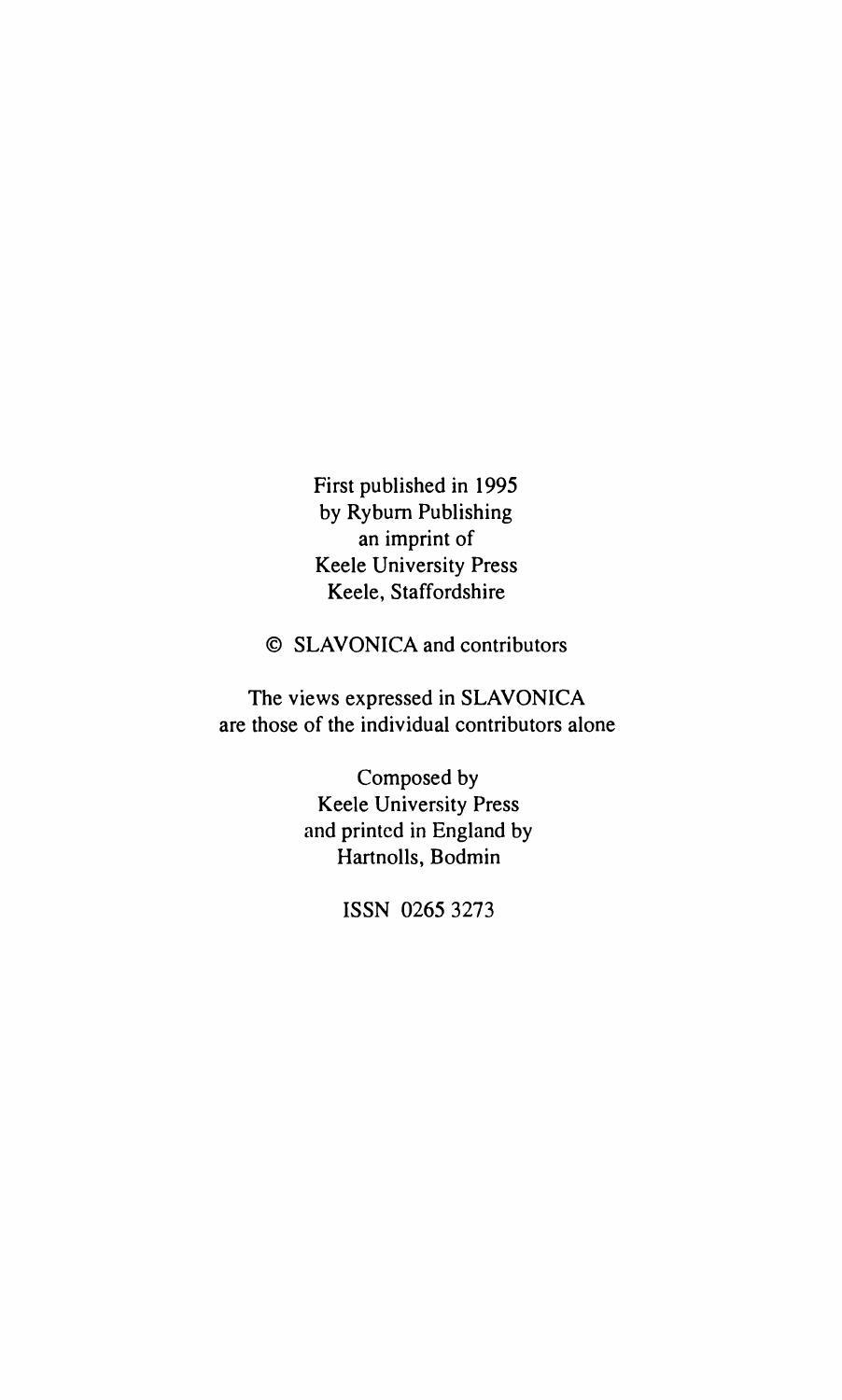First published in 1995
by Ryburn Publishing
an imprint of
Keele University Press
Keele, Staffordshire

© SLAVONICA and contributors

The views expressed in SLAVONICA
are those of the individual contributors alone

Composed by
Keele University Press
and printed in England by
Hartnolls, Bodmin

ISSN 0265 3273